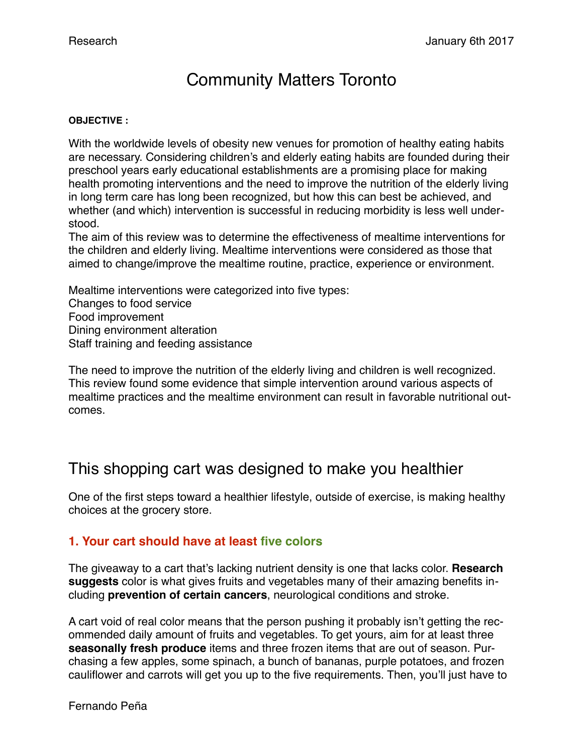Research January 6th 2017

# Community Matters Toronto

**OBJECTIVE :**

With the worldwide levels of obesity new venues for promotion of healthy eating habits are necessary. Considering children's and elderly eating habits are founded during their preschool years early educational establishments are a promising place for making health promoting interventions and the need to improve the nutrition of the elderly living in long term care has long been recognized, but how this can best be achieved, and whether (and which) intervention is successful in reducing morbidity is less well understood.
The aim of this review was to determine the effectiveness of mealtime interventions for the children and elderly living. Mealtime interventions were considered as those that aimed to change/improve the mealtime routine, practice, experience or environment.

Mealtime interventions were categorized into five types:
Changes to food service
Food improvement
Dining environment alteration
Staff training and feeding assistance

The need to improve the nutrition of the elderly living and children is well recognized. This review found some evidence that simple intervention around various aspects of mealtime practices and the mealtime environment can result in favorable nutritional outcomes.

## This shopping cart was designed to make you healthier

One of the first steps toward a healthier lifestyle, outside of exercise, is making healthy choices at the grocery store.

### 1. Your cart should have at least five colors

The giveaway to a cart that's lacking nutrient density is one that lacks color. **Research suggests** color is what gives fruits and vegetables many of their amazing benefits including **prevention of certain cancers**, neurological conditions and stroke.

A cart void of real color means that the person pushing it probably isn't getting the recommended daily amount of fruits and vegetables. To get yours, aim for at least three **seasonally fresh produce** items and three frozen items that are out of season. Purchasing a few apples, some spinach, a bunch of bananas, purple potatoes, and frozen cauliflower and carrots will get you up to the five requirements. Then, you'll just have to

Fernando Peña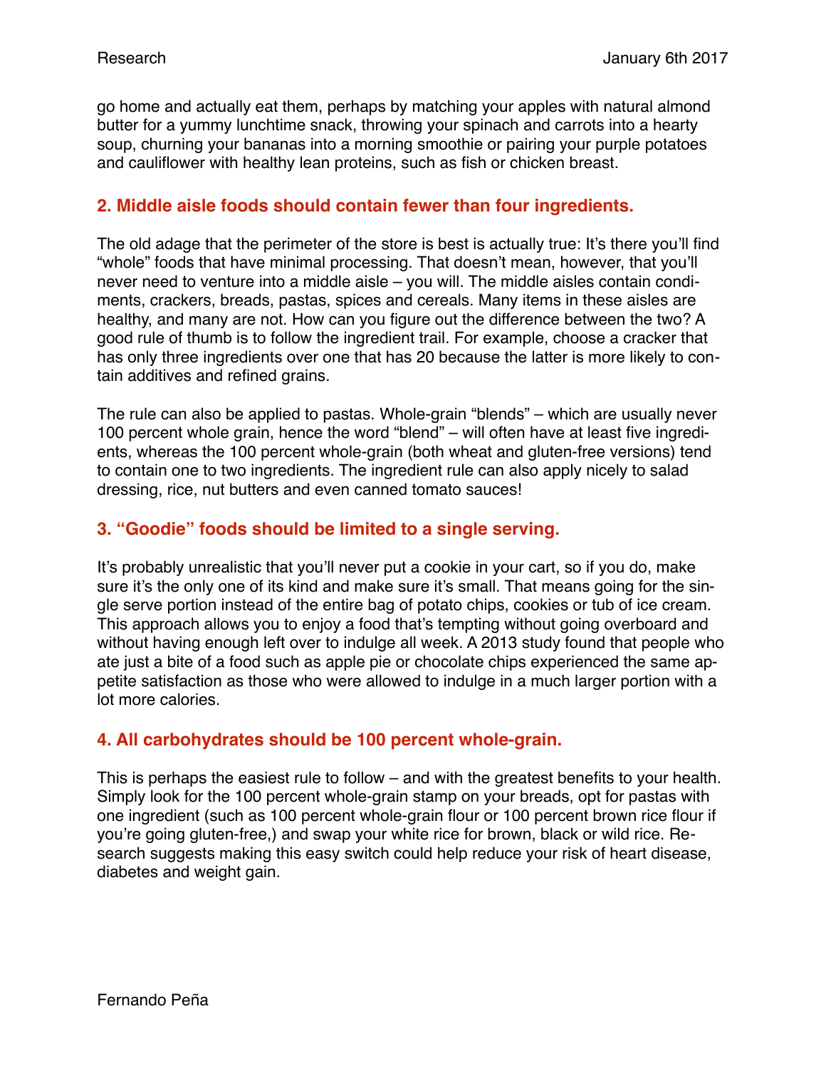go home and actually eat them, perhaps by matching your apples with natural almond butter for a yummy lunchtime snack, throwing your spinach and carrots into a hearty soup, churning your bananas into a morning smoothie or pairing your purple potatoes and cauliflower with healthy lean proteins, such as fish or chicken breast.

## 2. Middle aisle foods should contain fewer than four ingredients.

The old adage that the perimeter of the store is best is actually true: It's there you'll find "whole" foods that have minimal processing. That doesn't mean, however, that you'll never need to venture into a middle aisle – you will. The middle aisles contain condiments, crackers, breads, pastas, spices and cereals. Many items in these aisles are healthy, and many are not. How can you figure out the difference between the two? A good rule of thumb is to follow the ingredient trail. For example, choose a cracker that has only three ingredients over one that has 20 because the latter is more likely to contain additives and refined grains.

The rule can also be applied to pastas. Whole-grain "blends" – which are usually never 100 percent whole grain, hence the word "blend" – will often have at least five ingredients, whereas the 100 percent whole-grain (both wheat and gluten-free versions) tend to contain one to two ingredients. The ingredient rule can also apply nicely to salad dressing, rice, nut butters and even canned tomato sauces!

## 3. "Goodie" foods should be limited to a single serving.

It's probably unrealistic that you'll never put a cookie in your cart, so if you do, make sure it's the only one of its kind and make sure it's small. That means going for the single serve portion instead of the entire bag of potato chips, cookies or tub of ice cream. This approach allows you to enjoy a food that's tempting without going overboard and without having enough left over to indulge all week. A 2013 study found that people who ate just a bite of a food such as apple pie or chocolate chips experienced the same appetite satisfaction as those who were allowed to indulge in a much larger portion with a lot more calories.

## 4. All carbohydrates should be 100 percent whole-grain.

This is perhaps the easiest rule to follow – and with the greatest benefits to your health. Simply look for the 100 percent whole-grain stamp on your breads, opt for pastas with one ingredient (such as 100 percent whole-grain flour or 100 percent brown rice flour if you're going gluten-free,) and swap your white rice for brown, black or wild rice. Research suggests making this easy switch could help reduce your risk of heart disease, diabetes and weight gain.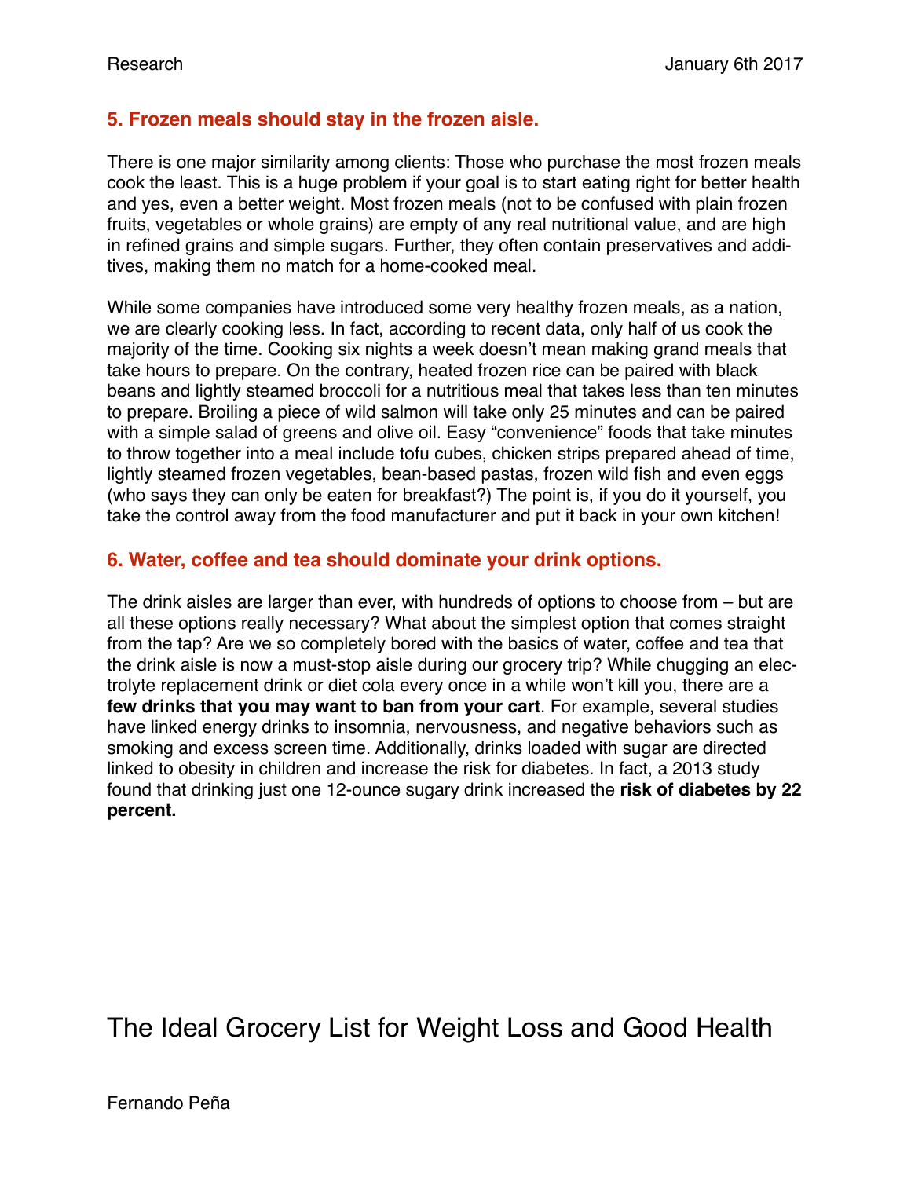## 5. Frozen meals should stay in the frozen aisle.

There is one major similarity among clients: Those who purchase the most frozen meals cook the least. This is a huge problem if your goal is to start eating right for better health and yes, even a better weight. Most frozen meals (not to be confused with plain frozen fruits, vegetables or whole grains) are empty of any real nutritional value, and are high in refined grains and simple sugars. Further, they often contain preservatives and additives, making them no match for a home-cooked meal.

While some companies have introduced some very healthy frozen meals, as a nation, we are clearly cooking less. In fact, according to recent data, only half of us cook the majority of the time. Cooking six nights a week doesn't mean making grand meals that take hours to prepare. On the contrary, heated frozen rice can be paired with black beans and lightly steamed broccoli for a nutritious meal that takes less than ten minutes to prepare. Broiling a piece of wild salmon will take only 25 minutes and can be paired with a simple salad of greens and olive oil. Easy "convenience" foods that take minutes to throw together into a meal include tofu cubes, chicken strips prepared ahead of time, lightly steamed frozen vegetables, bean-based pastas, frozen wild fish and even eggs (who says they can only be eaten for breakfast?) The point is, if you do it yourself, you take the control away from the food manufacturer and put it back in your own kitchen!

## 6. Water, coffee and tea should dominate your drink options.

The drink aisles are larger than ever, with hundreds of options to choose from – but are all these options really necessary? What about the simplest option that comes straight from the tap? Are we so completely bored with the basics of water, coffee and tea that the drink aisle is now a must-stop aisle during our grocery trip? While chugging an electrolyte replacement drink or diet cola every once in a while won't kill you, there are a **few drinks that you may want to ban from your cart**. For example, several studies have linked energy drinks to insomnia, nervousness, and negative behaviors such as smoking and excess screen time. Additionally, drinks loaded with sugar are directed linked to obesity in children and increase the risk for diabetes. In fact, a 2013 study found that drinking just one 12-ounce sugary drink increased the **risk of diabetes by 22 percent.**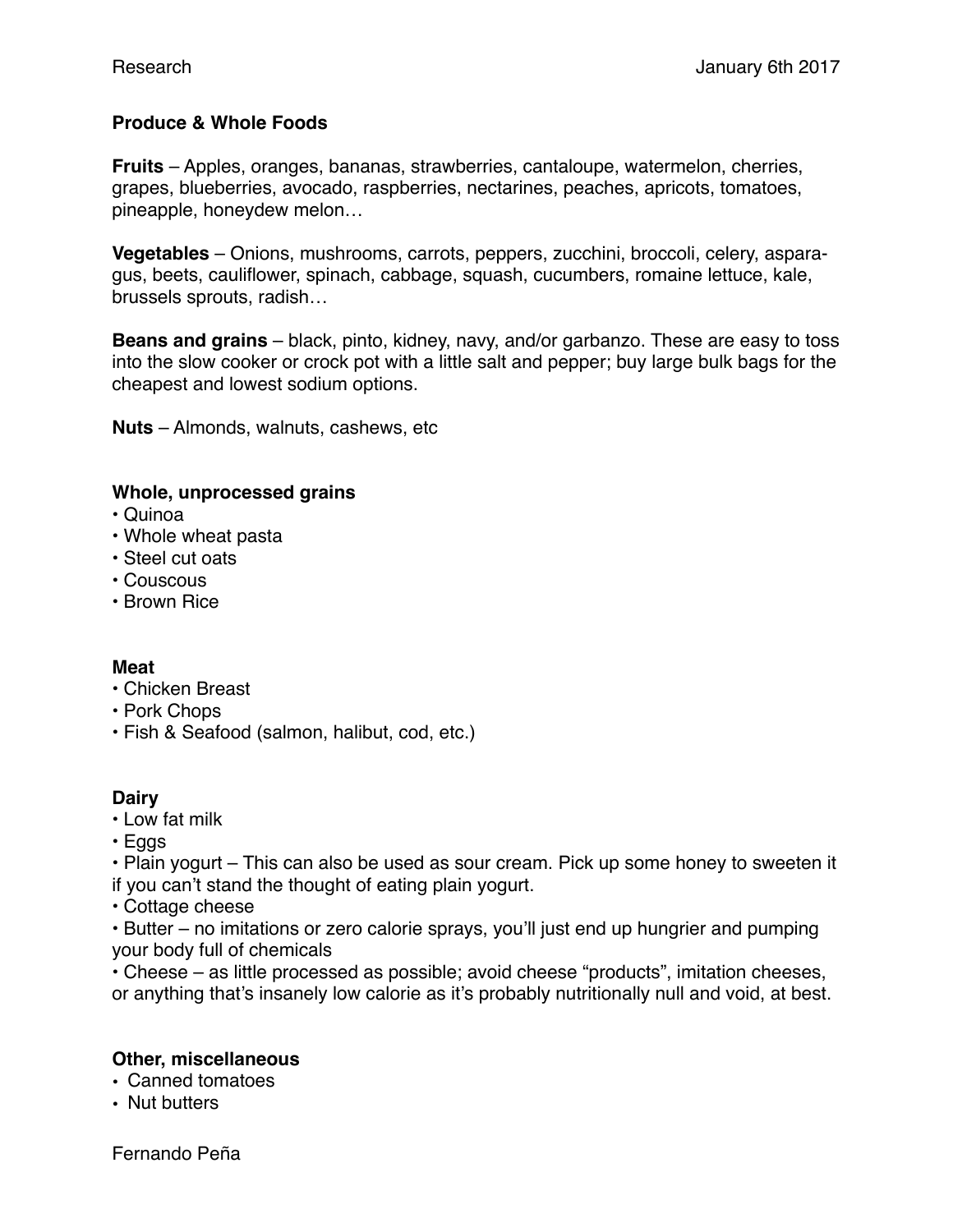Research January 6th 2017

**Produce & Whole Foods**

**Fruits** – Apples, oranges, bananas, strawberries, cantaloupe, watermelon, cherries, grapes, blueberries, avocado, raspberries, nectarines, peaches, apricots, tomatoes, pineapple, honeydew melon…

**Vegetables** – Onions, mushrooms, carrots, peppers, zucchini, broccoli, celery, asparagus, beets, cauliflower, spinach, cabbage, squash, cucumbers, romaine lettuce, kale, brussels sprouts, radish…

**Beans and grains** – black, pinto, kidney, navy, and/or garbanzo. These are easy to toss into the slow cooker or crock pot with a little salt and pepper; buy large bulk bags for the cheapest and lowest sodium options.

**Nuts** – Almonds, walnuts, cashews, etc

**Whole, unprocessed grains**

- Quinoa
- Whole wheat pasta
- Steel cut oats
- Couscous
- Brown Rice

**Meat**

- Chicken Breast
- Pork Chops
- Fish & Seafood (salmon, halibut, cod, etc.)

**Dairy**

- Low fat milk
- Eggs
- Plain yogurt – This can also be used as sour cream. Pick up some honey to sweeten it if you can't stand the thought of eating plain yogurt.
- Cottage cheese
- Butter – no imitations or zero calorie sprays, you'll just end up hungrier and pumping your body full of chemicals
- Cheese – as little processed as possible; avoid cheese "products", imitation cheeses, or anything that's insanely low calorie as it's probably nutritionally null and void, at best.

**Other, miscellaneous**

- Canned tomatoes
- Nut butters

Fernando Peña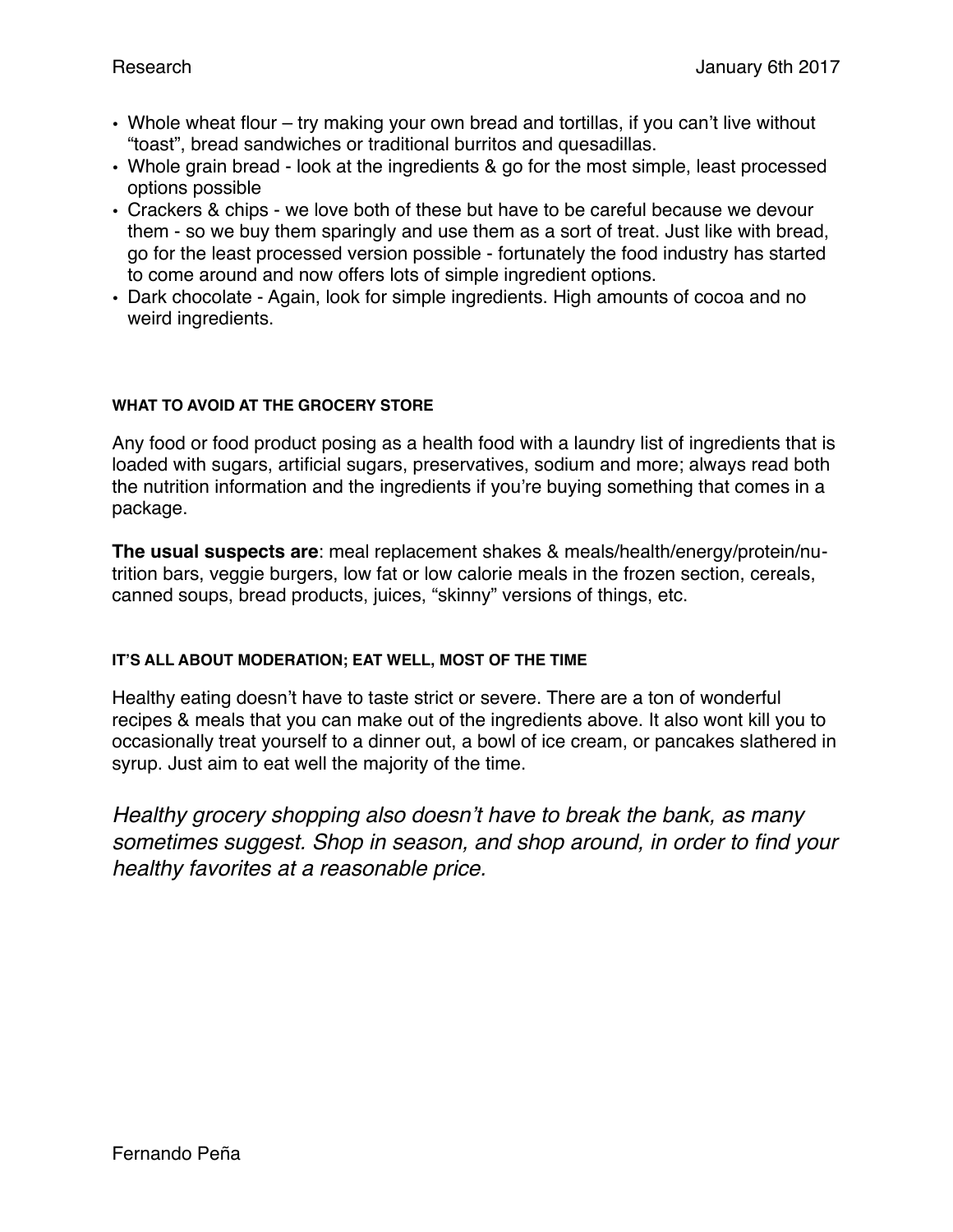- Whole wheat flour – try making your own bread and tortillas, if you can't live without "toast", bread sandwiches or traditional burritos and quesadillas.
- Whole grain bread - look at the ingredients & go for the most simple, least processed options possible
- Crackers & chips - we love both of these but have to be careful because we devour them - so we buy them sparingly and use them as a sort of treat. Just like with bread, go for the least processed version possible - fortunately the food industry has started to come around and now offers lots of simple ingredient options.
- Dark chocolate - Again, look for simple ingredients. High amounts of cocoa and no weird ingredients.

#### WHAT TO AVOID AT THE GROCERY STORE

Any food or food product posing as a health food with a laundry list of ingredients that is loaded with sugars, artificial sugars, preservatives, sodium and more; always read both the nutrition information and the ingredients if you're buying something that comes in a package.

**The usual suspects are**: meal replacement shakes & meals/health/energy/protein/nutrition bars, veggie burgers, low fat or low calorie meals in the frozen section, cereals, canned soups, bread products, juices, "skinny" versions of things, etc.

#### IT'S ALL ABOUT MODERATION; EAT WELL, MOST OF THE TIME

Healthy eating doesn't have to taste strict or severe. There are a ton of wonderful recipes & meals that you can make out of the ingredients above. It also wont kill you to occasionally treat yourself to a dinner out, a bowl of ice cream, or pancakes slathered in syrup. Just aim to eat well the majority of the time.

*Healthy grocery shopping also doesn't have to break the bank, as many sometimes suggest. Shop in season, and shop around, in order to find your healthy favorites at a reasonable price.*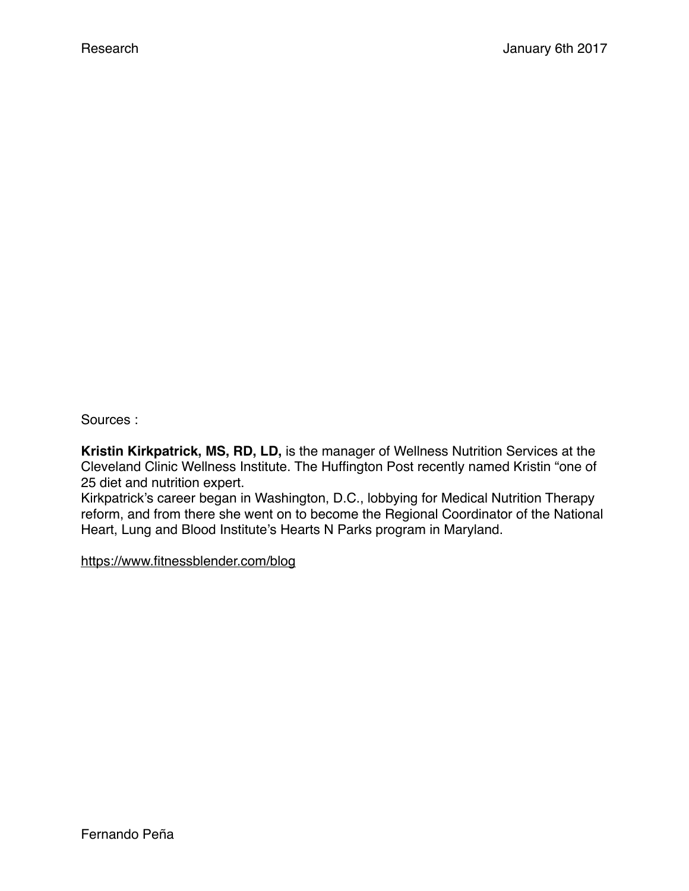Sources :

**Kristin Kirkpatrick, MS, RD, LD,** is the manager of Wellness Nutrition Services at the Cleveland Clinic Wellness Institute. The Huffington Post recently named Kristin "one of 25 diet and nutrition expert.
Kirkpatrick's career began in Washington, D.C., lobbying for Medical Nutrition Therapy reform, and from there she went on to become the Regional Coordinator of the National Heart, Lung and Blood Institute's Hearts N Parks program in Maryland.

https://www.fitnessblender.com/blog